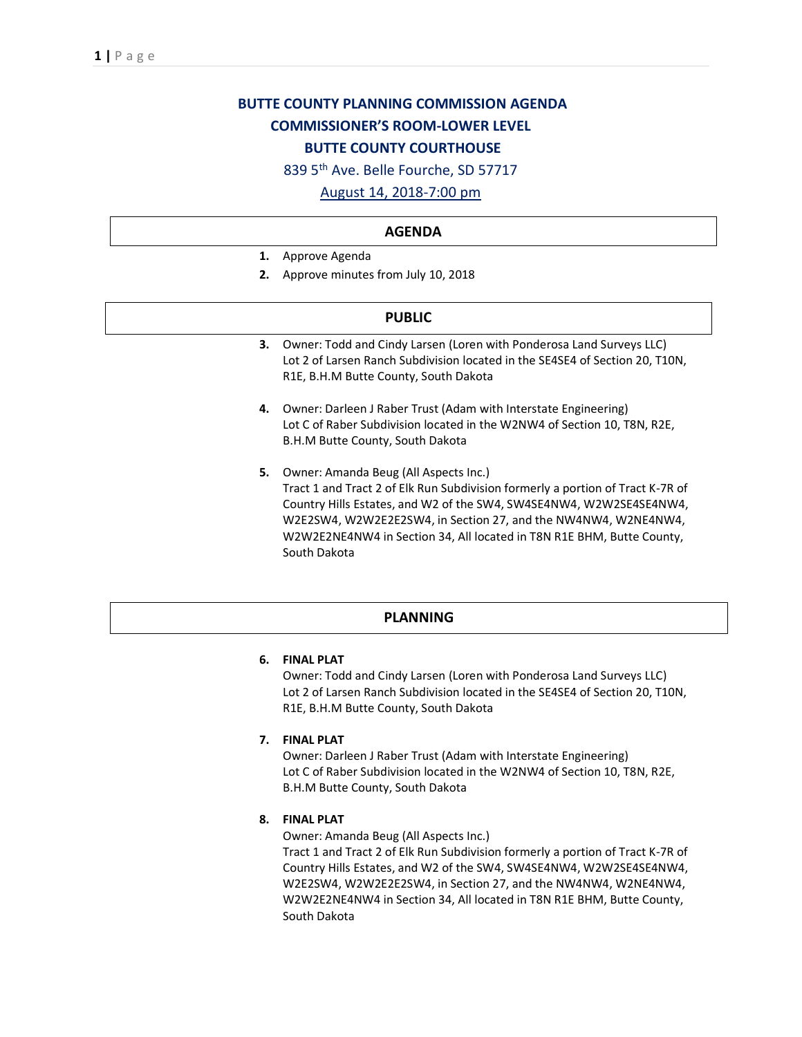# BUTTE COUNTY PLANNING COMMISSION AGENDA
## COMMISSIONER'S ROOM-LOWER LEVEL
## BUTTE COUNTY COURTHOUSE

839 5th Ave. Belle Fourche, SD 57717

August 14, 2018-7:00 pm

## AGENDA

1. Approve Agenda
2. Approve minutes from July 10, 2018

## PUBLIC

3. Owner: Todd and Cindy Larsen (Loren with Ponderosa Land Surveys LLC)
   Lot 2 of Larsen Ranch Subdivision located in the SE4SE4 of Section 20, T10N, R1E, B.H.M Butte County, South Dakota

4. Owner: Darleen J Raber Trust (Adam with Interstate Engineering)
   Lot C of Raber Subdivision located in the W2NW4 of Section 10, T8N, R2E, B.H.M Butte County, South Dakota

5. Owner: Amanda Beug (All Aspects Inc.)
   Tract 1 and Tract 2 of Elk Run Subdivision formerly a portion of Tract K-7R of Country Hills Estates, and W2 of the SW4, SW4SE4NW4, W2W2SE4SE4NW4, W2E2SW4, W2W2E2E2SW4, in Section 27, and the NW4NW4, W2NE4NW4, W2W2E2NE4NW4 in Section 34, All located in T8N R1E BHM, Butte County, South Dakota

## PLANNING

6. **FINAL PLAT**
   Owner: Todd and Cindy Larsen (Loren with Ponderosa Land Surveys LLC)
   Lot 2 of Larsen Ranch Subdivision located in the SE4SE4 of Section 20, T10N, R1E, B.H.M Butte County, South Dakota

7. **FINAL PLAT**
   Owner: Darleen J Raber Trust (Adam with Interstate Engineering)
   Lot C of Raber Subdivision located in the W2NW4 of Section 10, T8N, R2E, B.H.M Butte County, South Dakota

8. **FINAL PLAT**
   Owner: Amanda Beug (All Aspects Inc.)
   Tract 1 and Tract 2 of Elk Run Subdivision formerly a portion of Tract K-7R of Country Hills Estates, and W2 of the SW4, SW4SE4NW4, W2W2SE4SE4NW4, W2E2SW4, W2W2E2E2SW4, in Section 27, and the NW4NW4, W2NE4NW4, W2W2E2NE4NW4 in Section 34, All located in T8N R1E BHM, Butte County, South Dakota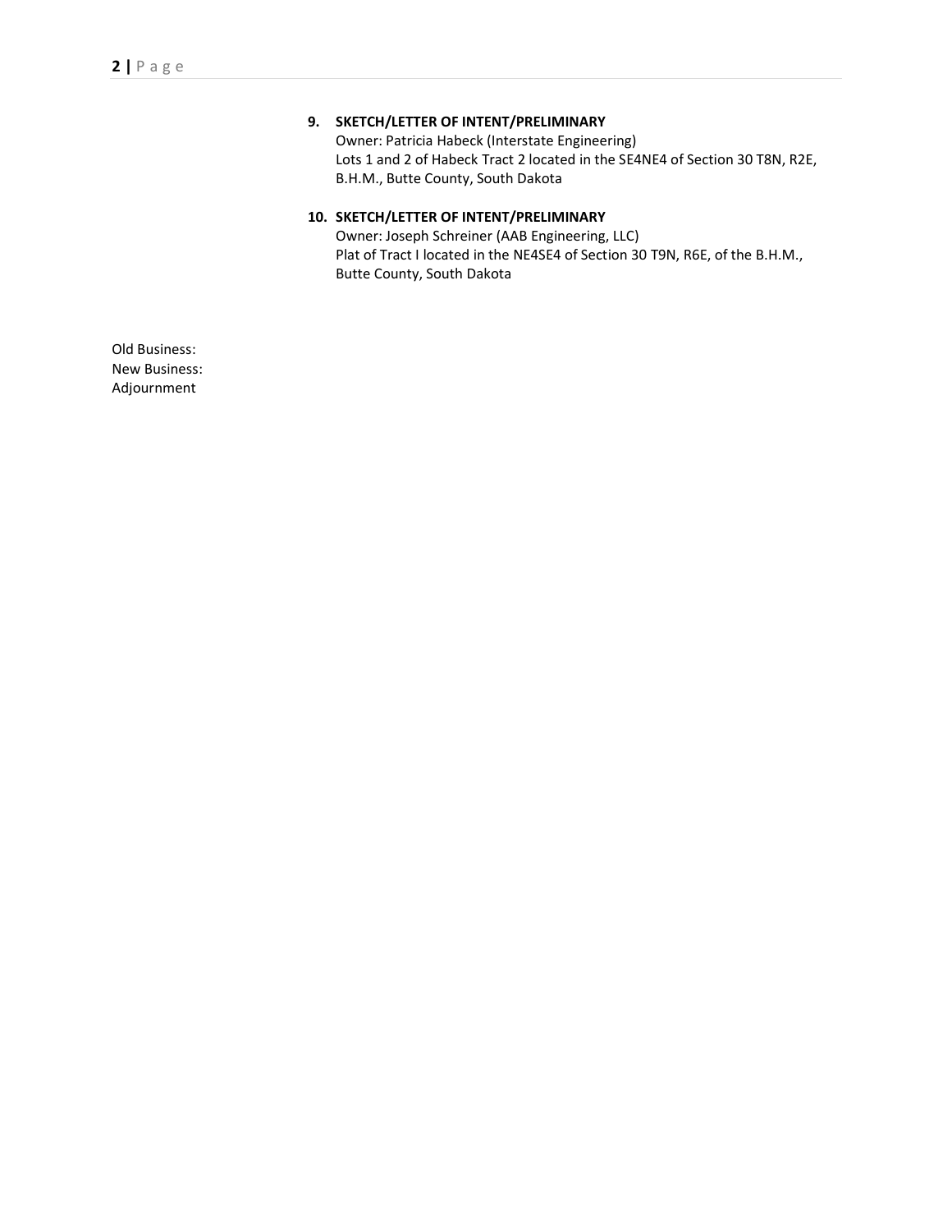9. **SKETCH/LETTER OF INTENT/PRELIMINARY**
   Owner: Patricia Habeck (Interstate Engineering)
   Lots 1 and 2 of Habeck Tract 2 located in the SE4NE4 of Section 30 T8N, R2E, B.H.M., Butte County, South Dakota

10. **SKETCH/LETTER OF INTENT/PRELIMINARY**
    Owner: Joseph Schreiner (AAB Engineering, LLC)
    Plat of Tract I located in the NE4SE4 of Section 30 T9N, R6E, of the B.H.M., Butte County, South Dakota

Old Business:
New Business:
Adjournment